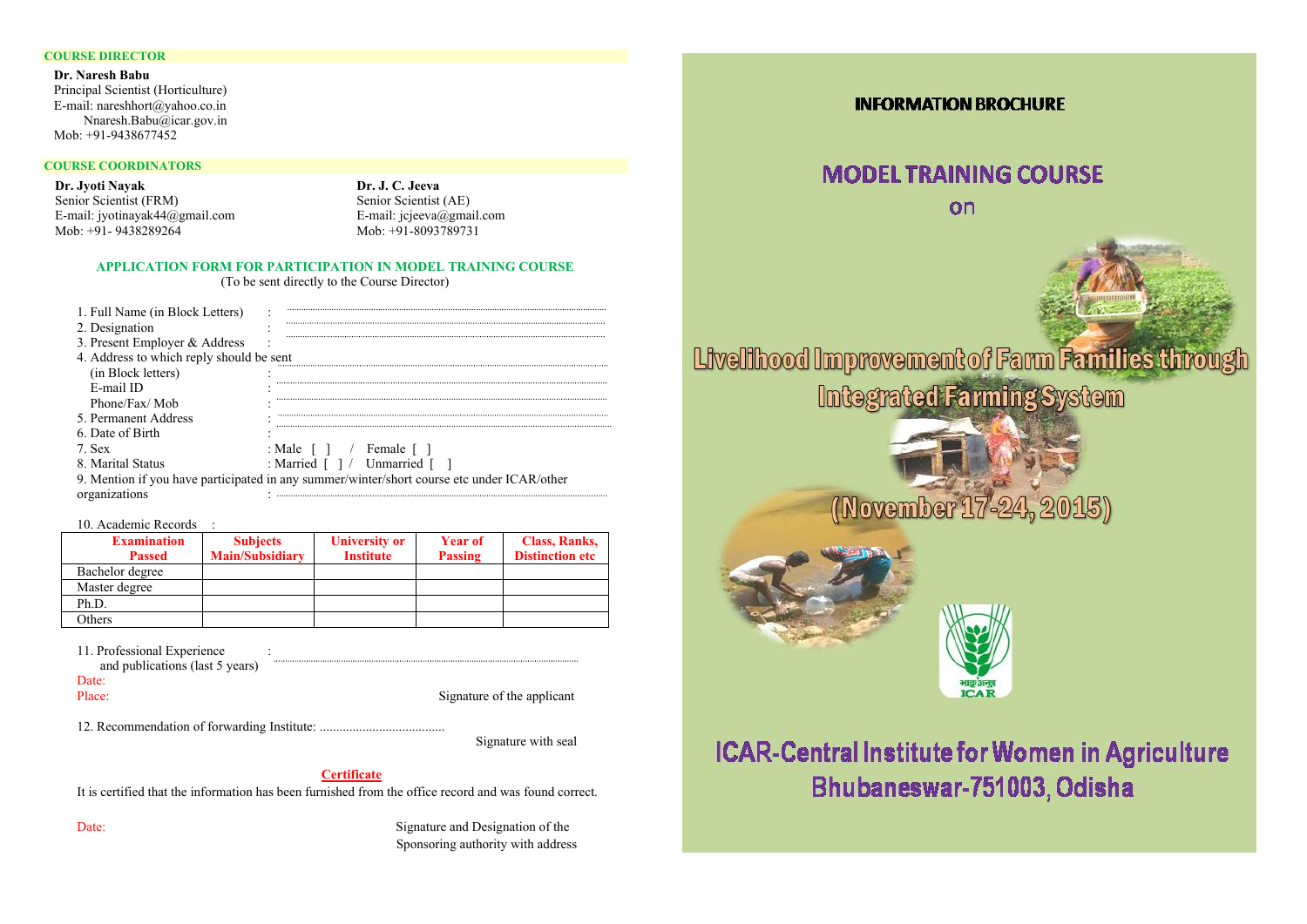## COURSE DIRECTOR

**Dr. Naresh Babu**
Principal Scientist (Horticulture)
E-mail: nareshhort@yahoo.co.in
Nnaresh.Babu@icar.gov.in
Mob: +91-9438677452

## COURSE COORDINATORS

**Dr. Jyoti Nayak**
Senior Scientist (FRM)
E-mail: jyotinayak44@gmail.com
Mob: +91- 9438289264

**Dr. J. C. Jeeva**
Senior Scientist (AE)
E-mail: jcjeeva@gmail.com
Mob: +91-8093789731

### APPLICATION FORM FOR PARTICIPATION IN MODEL TRAINING COURSE

(To be sent directly to the Course Director)

1. Full Name (in Block Letters) : ..........................................
2. Designation : ..........................................
3. Present Employer & Address : ..........................................
4. Address to which reply should be sent ..........................................
   (in Block letters) : ..........................................
   E-mail ID : ..........................................
   Phone/Fax/ Mob : ..........................................
5. Permanent Address : ..........................................
6. Date of Birth : ..........................................
7. Sex : Male [ ] / Female [ ]
8. Marital Status : Married [ ] / Unmarried [ ]
9. Mention if you have participated in any summer/winter/short course etc under ICAR/other organizations : ..........................................
10. Academic Records :

| Examination Passed | Subjects Main/Subsidiary | University or Institute | Year of Passing | Class, Ranks, Distinction etc |
|---|---|---|---|---|
| Bachelor degree | | | | |
| Master degree | | | | |
| Ph.D. | | | | |
| Others | | | | |

11. Professional Experience and publications (last 5 years) : ..........................................

Date:
Place: Signature of the applicant

12. Recommendation of forwarding Institute: ......................................

Signature with seal

### Certificate

It is certified that the information has been furnished from the office record and was found correct.

Date: Signature and Designation of the Sponsoring authority with address

---

**INFORMATION BROCHURE**

# MODEL TRAINING COURSE

on

# Livelihood Improvement of Farm Families through Integrated Farming System

## (November 17-24, 2015)

ICAR

# ICAR-Central Institute for Women in Agriculture

## Bhubaneswar-751003, Odisha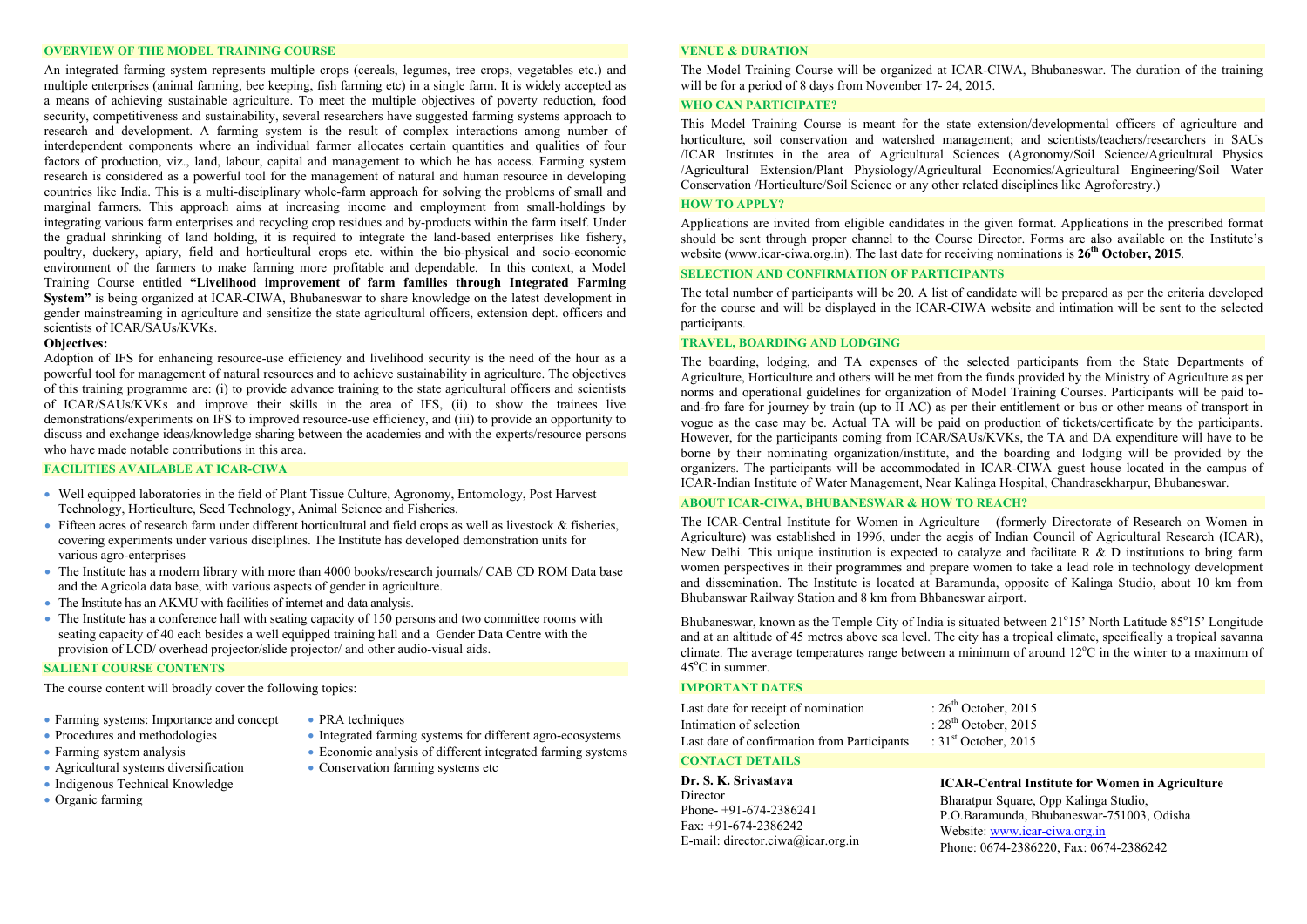## OVERVIEW OF THE MODEL TRAINING COURSE

An integrated farming system represents multiple crops (cereals, legumes, tree crops, vegetables etc.) and multiple enterprises (animal farming, bee keeping, fish farming etc) in a single farm. It is widely accepted as a means of achieving sustainable agriculture. To meet the multiple objectives of poverty reduction, food security, competitiveness and sustainability, several researchers have suggested farming systems approach to research and development. A farming system is the result of complex interactions among number of interdependent components where an individual farmer allocates certain quantities and qualities of four factors of production, viz., land, labour, capital and management to which he has access. Farming system research is considered as a powerful tool for the management of natural and human resource in developing countries like India. This is a multi-disciplinary whole-farm approach for solving the problems of small and marginal farmers. This approach aims at increasing income and employment from small-holdings by integrating various farm enterprises and recycling crop residues and by-products within the farm itself. Under the gradual shrinking of land holding, it is required to integrate the land-based enterprises like fishery, poultry, duckery, apiary, field and horticultural crops etc. within the bio-physical and socio-economic environment of the farmers to make farming more profitable and dependable. In this context, a Model Training Course entitled **"Livelihood improvement of farm families through Integrated Farming System"** is being organized at ICAR-CIWA, Bhubaneswar to share knowledge on the latest development in gender mainstreaming in agriculture and sensitize the state agricultural officers, extension dept. officers and scientists of ICAR/SAUs/KVKs.

**Objectives:**

Adoption of IFS for enhancing resource-use efficiency and livelihood security is the need of the hour as a powerful tool for management of natural resources and to achieve sustainability in agriculture. The objectives of this training programme are: (i) to provide advance training to the state agricultural officers and scientists of ICAR/SAUs/KVKs and improve their skills in the area of IFS, (ii) to show the trainees live demonstrations/experiments on IFS to improved resource-use efficiency, and (iii) to provide an opportunity to discuss and exchange ideas/knowledge sharing between the academies and with the experts/resource persons who have made notable contributions in this area.

## FACILITIES AVAILABLE AT ICAR-CIWA

- Well equipped laboratories in the field of Plant Tissue Culture, Agronomy, Entomology, Post Harvest Technology, Horticulture, Seed Technology, Animal Science and Fisheries.
- Fifteen acres of research farm under different horticultural and field crops as well as livestock & fisheries, covering experiments under various disciplines. The Institute has developed demonstration units for various agro-enterprises
- The Institute has a modern library with more than 4000 books/research journals/ CAB CD ROM Data base and the Agricola data base, with various aspects of gender in agriculture.
- The Institute has an AKMU with facilities of internet and data analysis.
- The Institute has a conference hall with seating capacity of 150 persons and two committee rooms with seating capacity of 40 each besides a well equipped training hall and a Gender Data Centre with the provision of LCD/ overhead projector/slide projector/ and other audio-visual aids.

## SALIENT COURSE CONTENTS

The course content will broadly cover the following topics:

- Farming systems: Importance and concept
- Procedures and methodologies
- Farming system analysis
- Agricultural systems diversification
- Indigenous Technical Knowledge
- Organic farming
- PRA techniques
- Integrated farming systems for different agro-ecosystems
- Economic analysis of different integrated farming systems
- Conservation farming systems etc

## VENUE & DURATION

The Model Training Course will be organized at ICAR-CIWA, Bhubaneswar. The duration of the training will be for a period of 8 days from November 17- 24, 2015.

## WHO CAN PARTICIPATE?

This Model Training Course is meant for the state extension/developmental officers of agriculture and horticulture, soil conservation and watershed management; and scientists/teachers/researchers in SAUs /ICAR Institutes in the area of Agricultural Sciences (Agronomy/Soil Science/Agricultural Physics /Agricultural Extension/Plant Physiology/Agricultural Economics/Agricultural Engineering/Soil Water Conservation /Horticulture/Soil Science or any other related disciplines like Agroforestry.)

## HOW TO APPLY?

Applications are invited from eligible candidates in the given format. Applications in the prescribed format should be sent through proper channel to the Course Director. Forms are also available on the Institute's website (www.icar-ciwa.org.in). The last date for receiving nominations is **26th October, 2015**.

## SELECTION AND CONFIRMATION OF PARTICIPANTS

The total number of participants will be 20. A list of candidate will be prepared as per the criteria developed for the course and will be displayed in the ICAR-CIWA website and intimation will be sent to the selected participants.

## TRAVEL, BOARDING AND LODGING

The boarding, lodging, and TA expenses of the selected participants from the State Departments of Agriculture, Horticulture and others will be met from the funds provided by the Ministry of Agriculture as per norms and operational guidelines for organization of Model Training Courses. Participants will be paid to-and-fro fare for journey by train (up to II AC) as per their entitlement or bus or other means of transport in vogue as the case may be. Actual TA will be paid on production of tickets/certificate by the participants. However, for the participants coming from ICAR/SAUs/KVKs, the TA and DA expenditure will have to be borne by their nominating organization/institute, and the boarding and lodging will be provided by the organizers. The participants will be accommodated in ICAR-CIWA guest house located in the campus of ICAR-Indian Institute of Water Management, Near Kalinga Hospital, Chandrasekharpur, Bhubaneswar.

## ABOUT ICAR-CIWA, BHUBANESWAR & HOW TO REACH?

The ICAR-Central Institute for Women in Agriculture (formerly Directorate of Research on Women in Agriculture) was established in 1996, under the aegis of Indian Council of Agricultural Research (ICAR), New Delhi. This unique institution is expected to catalyze and facilitate R & D institutions to bring farm women perspectives in their programmes and prepare women to take a lead role in technology development and dissemination. The Institute is located at Baramunda, opposite of Kalinga Studio, about 10 km from Bhubanswar Railway Station and 8 km from Bhbaneswar airport.

Bhubaneswar, known as the Temple City of India is situated between 21°15' North Latitude 85°15' Longitude and at an altitude of 45 metres above sea level. The city has a tropical climate, specifically a tropical savanna climate. The average temperatures range between a minimum of around 12°C in the winter to a maximum of 45°C in summer.

## IMPORTANT DATES

| | |
|---|---|
| Last date for receipt of nomination | : 26th October, 2015 |
| Intimation of selection | : 28th October, 2015 |
| Last date of confirmation from Participants | : 31st October, 2015 |

## CONTACT DETAILS

**Dr. S. K. Srivastava**
Director
Phone- +91-674-2386241
Fax: +91-674-2386242
E-mail: director.ciwa@icar.org.in

**ICAR-Central Institute for Women in Agriculture**
Bharatpur Square, Opp Kalinga Studio,
P.O.Baramunda, Bhubaneswar-751003, Odisha
Website: www.icar-ciwa.org.in
Phone: 0674-2386220, Fax: 0674-2386242